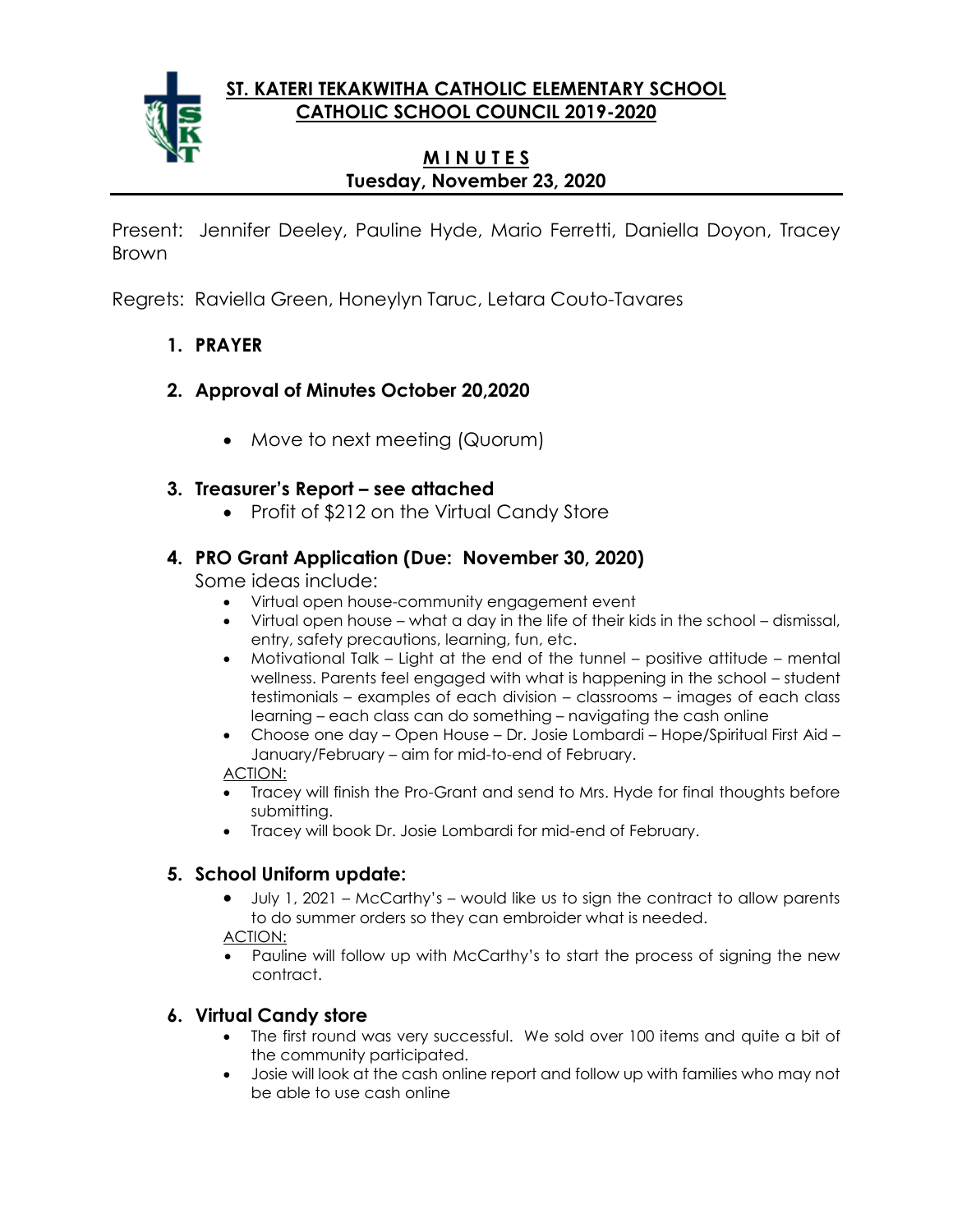# ST. KATERI TEKAKWITHA CATHOLIC ELEMENTARY SCHOOL
# CATHOLIC SCHOOL COUNCIL 2019-2020

## M I N U T E S
## Tuesday, November 23, 2020

Present: Jennifer Deeley, Pauline Hyde, Mario Ferretti, Daniella Doyon, Tracey Brown

Regrets: Raviella Green, Honeylyn Taruc, Letara Couto-Tavares

1. **PRAYER**

2. **Approval of Minutes October 20,2020**
   - Move to next meeting (Quorum)

3. **Treasurer's Report – see attached**
   - Profit of $212 on the Virtual Candy Store

4. **PRO Grant Application (Due: November 30, 2020)**

   Some ideas include:
   - Virtual open house-community engagement event
   - Virtual open house – what a day in the life of their kids in the school – dismissal, entry, safety precautions, learning, fun, etc.
   - Motivational Talk – Light at the end of the tunnel – positive attitude – mental wellness. Parents feel engaged with what is happening in the school – student testimonials – examples of each division – classrooms – images of each class learning – each class can do something – navigating the cash online
   - Choose one day – Open House – Dr. Josie Lombardi – Hope/Spiritual First Aid – January/February – aim for mid-to-end of February.

   ACTION:
   - Tracey will finish the Pro-Grant and send to Mrs. Hyde for final thoughts before submitting.
   - Tracey will book Dr. Josie Lombardi for mid-end of February.

5. **School Uniform update:**
   - July 1, 2021 – McCarthy's – would like us to sign the contract to allow parents to do summer orders so they can embroider what is needed.

   ACTION:
   - Pauline will follow up with McCarthy's to start the process of signing the new contract.

6. **Virtual Candy store**
   - The first round was very successful. We sold over 100 items and quite a bit of the community participated.
   - Josie will look at the cash online report and follow up with families who may not be able to use cash online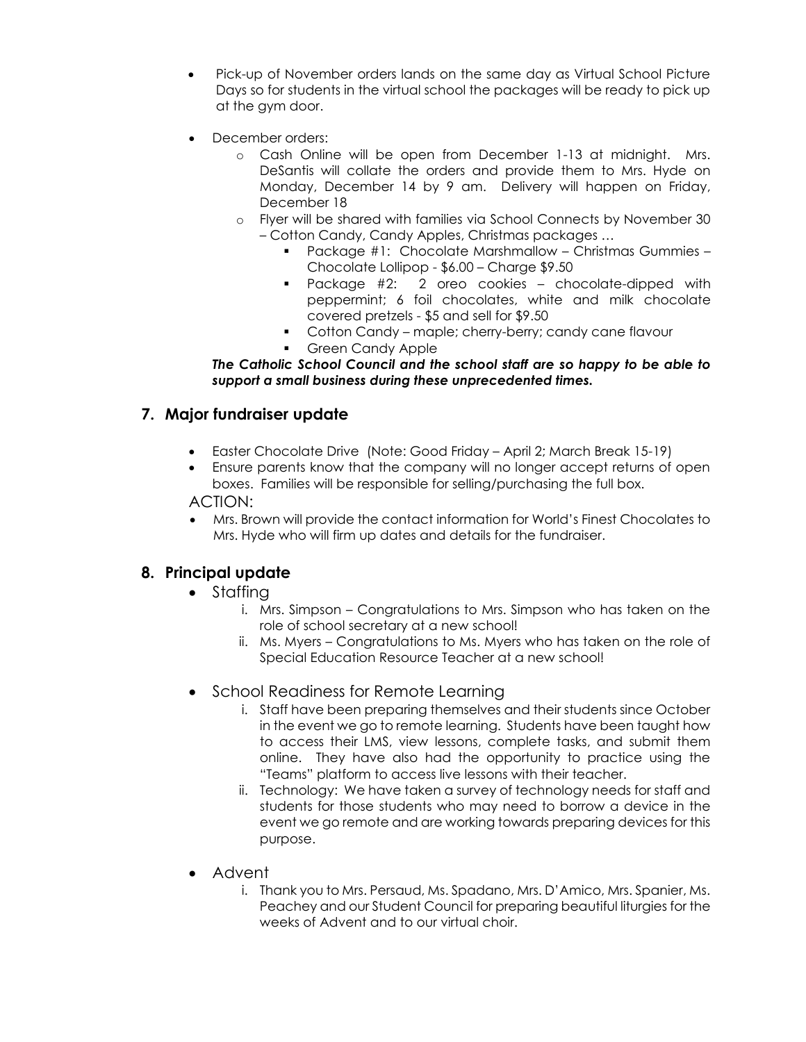- Pick-up of November orders lands on the same day as Virtual School Picture Days so for students in the virtual school the packages will be ready to pick up at the gym door.

- December orders:
  - Cash Online will be open from December 1-13 at midnight. Mrs. DeSantis will collate the orders and provide them to Mrs. Hyde on Monday, December 14 by 9 am. Delivery will happen on Friday, December 18
  - Flyer will be shared with families via School Connects by November 30 – Cotton Candy, Candy Apples, Christmas packages …
    - Package #1: Chocolate Marshmallow – Christmas Gummies – Chocolate Lollipop - $6.00 – Charge $9.50
    - Package #2: 2 oreo cookies – chocolate-dipped with peppermint; 6 foil chocolates, white and milk chocolate covered pretzels - $5 and sell for $9.50
    - Cotton Candy – maple; cherry-berry; candy cane flavour
    - Green Candy Apple

***The Catholic School Council and the school staff are so happy to be able to support a small business during these unprecedented times.***

## 7. Major fundraiser update

- Easter Chocolate Drive (Note: Good Friday – April 2; March Break 15-19)
- Ensure parents know that the company will no longer accept returns of open boxes. Families will be responsible for selling/purchasing the full box.

ACTION:

- Mrs. Brown will provide the contact information for World's Finest Chocolates to Mrs. Hyde who will firm up dates and details for the fundraiser.

## 8. Principal update

- Staffing
  - i. Mrs. Simpson – Congratulations to Mrs. Simpson who has taken on the role of school secretary at a new school!
  - ii. Ms. Myers – Congratulations to Ms. Myers who has taken on the role of Special Education Resource Teacher at a new school!

- School Readiness for Remote Learning
  - i. Staff have been preparing themselves and their students since October in the event we go to remote learning. Students have been taught how to access their LMS, view lessons, complete tasks, and submit them online. They have also had the opportunity to practice using the "Teams" platform to access live lessons with their teacher.
  - ii. Technology: We have taken a survey of technology needs for staff and students for those students who may need to borrow a device in the event we go remote and are working towards preparing devices for this purpose.

- Advent
  - i. Thank you to Mrs. Persaud, Ms. Spadano, Mrs. D'Amico, Mrs. Spanier, Ms. Peachey and our Student Council for preparing beautiful liturgies for the weeks of Advent and to our virtual choir.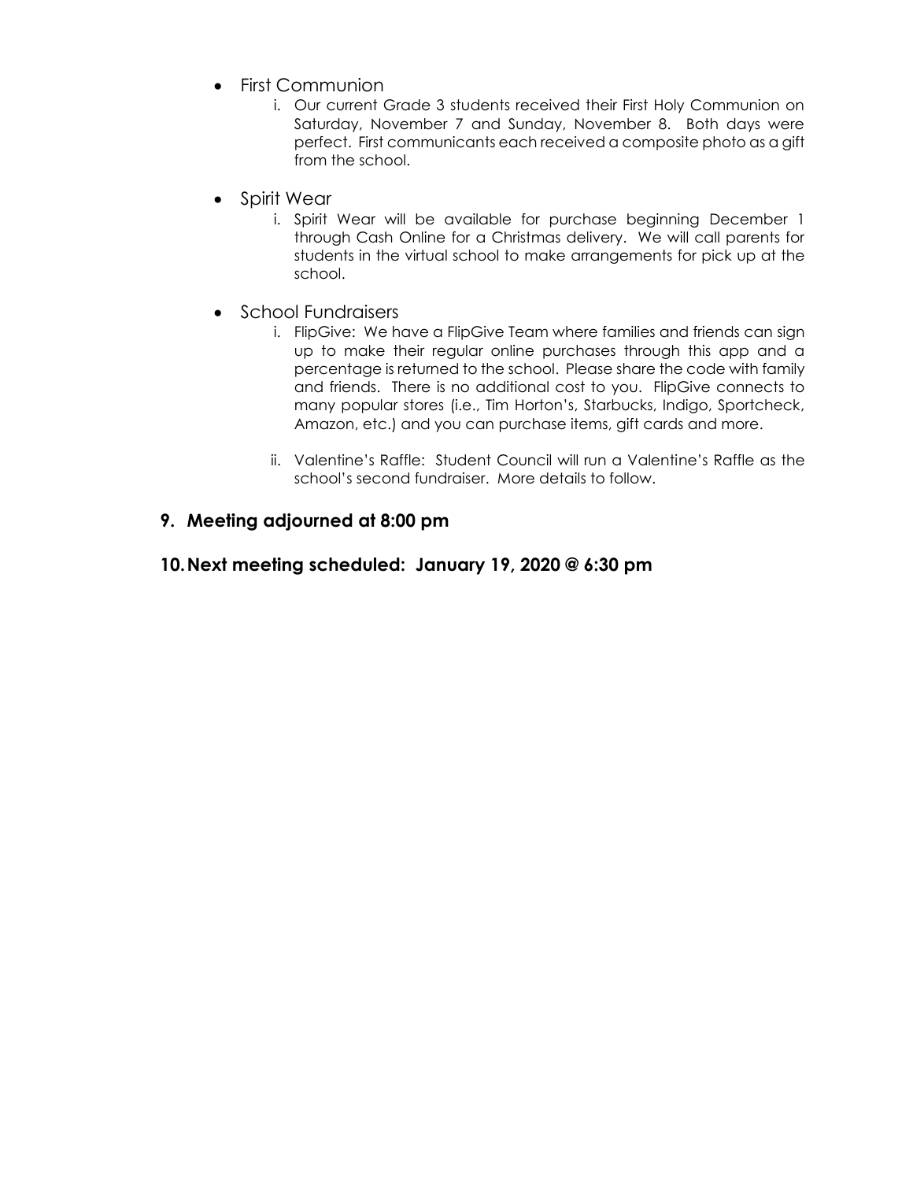- First Communion
  i. Our current Grade 3 students received their First Holy Communion on Saturday, November 7 and Sunday, November 8. Both days were perfect. First communicants each received a composite photo as a gift from the school.

- Spirit Wear
  i. Spirit Wear will be available for purchase beginning December 1 through Cash Online for a Christmas delivery. We will call parents for students in the virtual school to make arrangements for pick up at the school.

- School Fundraisers
  i. FlipGive: We have a FlipGive Team where families and friends can sign up to make their regular online purchases through this app and a percentage is returned to the school. Please share the code with family and friends. There is no additional cost to you. FlipGive connects to many popular stores (i.e., Tim Horton's, Starbucks, Indigo, Sportcheck, Amazon, etc.) and you can purchase items, gift cards and more.

  ii. Valentine's Raffle: Student Council will run a Valentine's Raffle as the school's second fundraiser. More details to follow.

**9. Meeting adjourned at 8:00 pm**

**10. Next meeting scheduled: January 19, 2020 @ 6:30 pm**